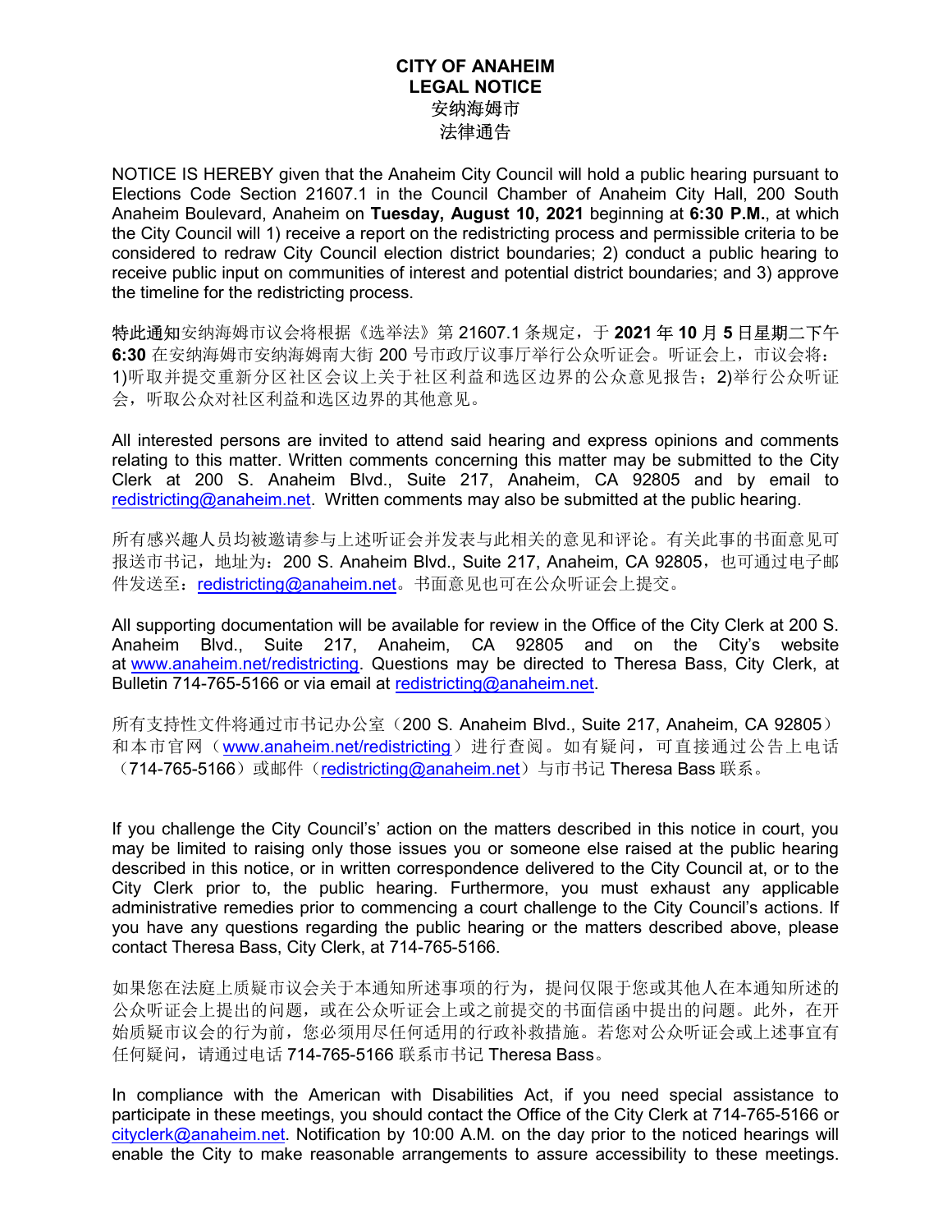# CITY OF ANAHEIM
# LEGAL NOTICE
# 安纳海姆市
# 法律通告

NOTICE IS HEREBY given that the Anaheim City Council will hold a public hearing pursuant to Elections Code Section 21607.1 in the Council Chamber of Anaheim City Hall, 200 South Anaheim Boulevard, Anaheim on **Tuesday, August 10, 2021** beginning at **6:30 P.M.**, at which the City Council will 1) receive a report on the redistricting process and permissible criteria to be considered to redraw City Council election district boundaries; 2) conduct a public hearing to receive public input on communities of interest and potential district boundaries; and 3) approve the timeline for the redistricting process.

特此通知安纳海姆市议会将根据《选举法》第 21607.1 条规定，于 **2021** 年 **10** 月 **5** 日星期二下午 **6:30** 在安纳海姆市安纳海姆南大街 200 号市政厅议事厅举行公众听证会。听证会上，市议会将：1)听取并提交重新分区社区会议上关于社区利益和选区边界的公众意见报告；2)举行公众听证会，听取公众对社区利益和选区边界的其他意见。

All interested persons are invited to attend said hearing and express opinions and comments relating to this matter. Written comments concerning this matter may be submitted to the City Clerk at 200 S. Anaheim Blvd., Suite 217, Anaheim, CA 92805 and by email to redistricting@anaheim.net. Written comments may also be submitted at the public hearing.

所有感兴趣人员均被邀请参与上述听证会并发表与此相关的意见和评论。有关此事的书面意见可报送市书记，地址为：200 S. Anaheim Blvd., Suite 217, Anaheim, CA 92805，也可通过电子邮件发送至：redistricting@anaheim.net。书面意见也可在公众听证会上提交。

All supporting documentation will be available for review in the Office of the City Clerk at 200 S. Anaheim Blvd., Suite 217, Anaheim, CA 92805 and on the City's website at www.anaheim.net/redistricting. Questions may be directed to Theresa Bass, City Clerk, at Bulletin 714-765-5166 or via email at redistricting@anaheim.net.

所有支持性文件将通过市书记办公室（200 S. Anaheim Blvd., Suite 217, Anaheim, CA 92805）和本市官网（www.anaheim.net/redistricting）进行查阅。如有疑问，可直接通过公告上电话（714-765-5166）或邮件（redistricting@anaheim.net）与市书记 Theresa Bass 联系。

If you challenge the City Council's' action on the matters described in this notice in court, you may be limited to raising only those issues you or someone else raised at the public hearing described in this notice, or in written correspondence delivered to the City Council at, or to the City Clerk prior to, the public hearing. Furthermore, you must exhaust any applicable administrative remedies prior to commencing a court challenge to the City Council's actions. If you have any questions regarding the public hearing or the matters described above, please contact Theresa Bass, City Clerk, at 714-765-5166.

如果您在法庭上质疑市议会关于本通知所述事项的行为，提问仅限于您或其他人在本通知所述的公众听证会上提出的问题，或在公众听证会上或之前提交的书面信函中提出的问题。此外，在开始质疑市议会的行为前，您必须用尽任何适用的行政补救措施。若您对公众听证会或上述事宜有任何疑问，请通过电话 714-765-5166 联系市书记 Theresa Bass。

In compliance with the American with Disabilities Act, if you need special assistance to participate in these meetings, you should contact the Office of the City Clerk at 714-765-5166 or cityclerk@anaheim.net. Notification by 10:00 A.M. on the day prior to the noticed hearings will enable the City to make reasonable arrangements to assure accessibility to these meetings.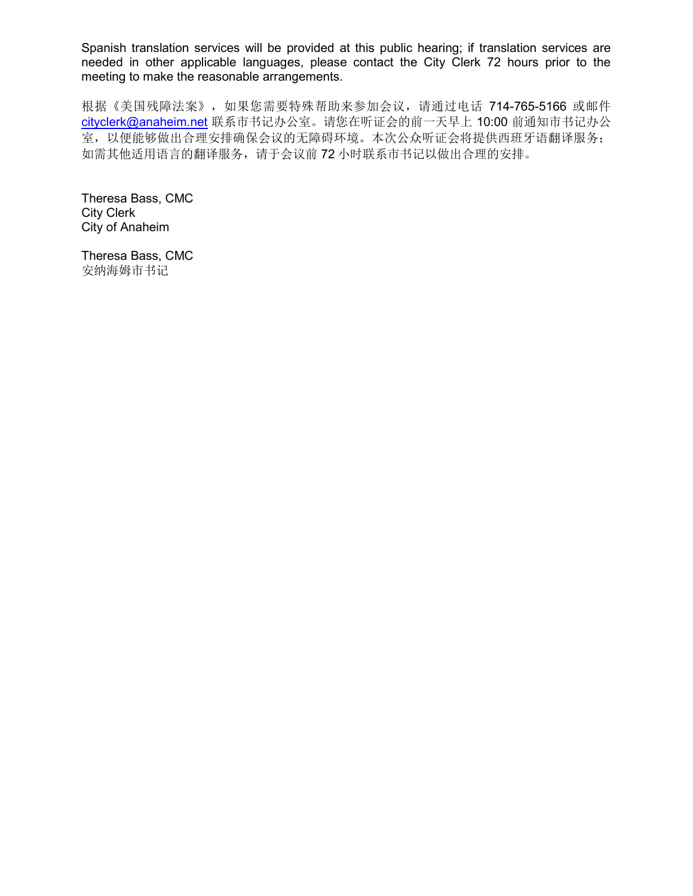Spanish translation services will be provided at this public hearing; if translation services are needed in other applicable languages, please contact the City Clerk 72 hours prior to the meeting to make the reasonable arrangements.

根据《美国残障法案》，如果您需要特殊帮助来参加会议，请通过电话 714-765-5166 或邮件 cityclerk@anaheim.net 联系市书记办公室。请您在听证会的前一天早上 10:00 前通知市书记办公室，以便能够做出合理安排确保会议的无障碍环境。本次公众听证会将提供西班牙语翻译服务；如需其他适用语言的翻译服务，请于会议前 72 小时联系市书记以做出合理的安排。

Theresa Bass, CMC
City Clerk
City of Anaheim

Theresa Bass, CMC
安纳海姆市书记